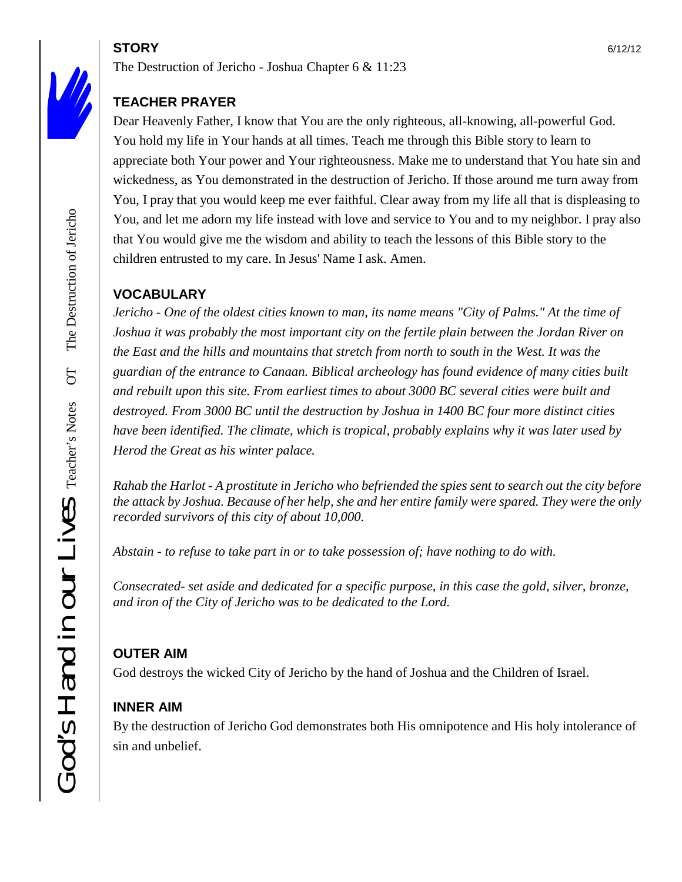## STORY

6/12/12

The Destruction of Jericho - Joshua Chapter 6 & 11:23

## TEACHER PRAYER

Dear Heavenly Father, I know that You are the only righteous, all-knowing, all-powerful God. You hold my life in Your hands at all times. Teach me through this Bible story to learn to appreciate both Your power and Your righteousness. Make me to understand that You hate sin and wickedness, as You demonstrated in the destruction of Jericho. If those around me turn away from You, I pray that you would keep me ever faithful. Clear away from my life all that is displeasing to You, and let me adorn my life instead with love and service to You and to my neighbor. I pray also that You would give me the wisdom and ability to teach the lessons of this Bible story to the children entrusted to my care. In Jesus' Name I ask. Amen.

## VOCABULARY

*Jericho - One of the oldest cities known to man, its name means "City of Palms." At the time of Joshua it was probably the most important city on the fertile plain between the Jordan River on the East and the hills and mountains that stretch from north to south in the West. It was the guardian of the entrance to Canaan. Biblical archeology has found evidence of many cities built and rebuilt upon this site. From earliest times to about 3000 BC several cities were built and destroyed. From 3000 BC until the destruction by Joshua in 1400 BC four more distinct cities have been identified. The climate, which is tropical, probably explains why it was later used by Herod the Great as his winter palace.*

*Rahab the Harlot - A prostitute in Jericho who befriended the spies sent to search out the city before the attack by Joshua. Because of her help, she and her entire family were spared. They were the only recorded survivors of this city of about 10,000.*

*Abstain - to refuse to take part in or to take possession of; have nothing to do with.*

*Consecrated- set aside and dedicated for a specific purpose, in this case the gold, silver, bronze, and iron of the City of Jericho was to be dedicated to the Lord.*

## OUTER AIM

God destroys the wicked City of Jericho by the hand of Joshua and the Children of Israel.

## INNER AIM

By the destruction of Jericho God demonstrates both His omnipotence and His holy intolerance of sin and unbelief.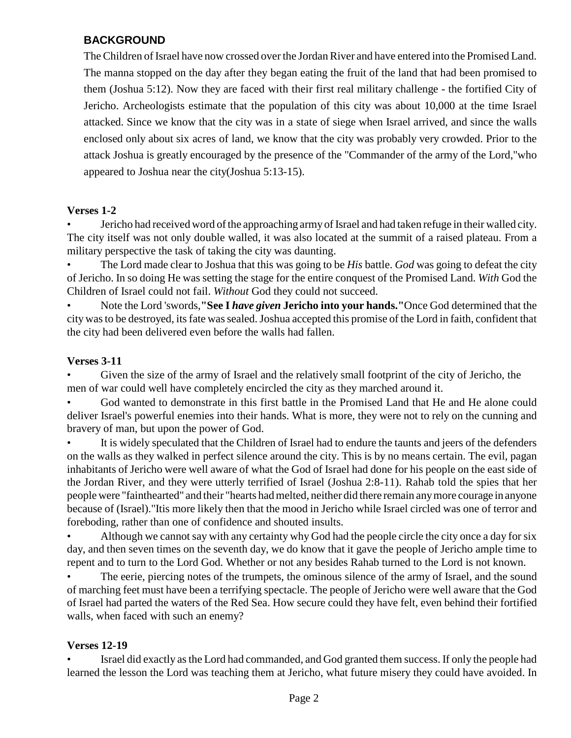## BACKGROUND

The Children of Israel have now crossed over the Jordan River and have entered into the Promised Land. The manna stopped on the day after they began eating the fruit of the land that had been promised to them (Joshua 5:12). Now they are faced with their first real military challenge - the fortified City of Jericho. Archeologists estimate that the population of this city was about 10,000 at the time Israel attacked. Since we know that the city was in a state of siege when Israel arrived, and since the walls enclosed only about six acres of land, we know that the city was probably very crowded. Prior to the attack Joshua is greatly encouraged by the presence of the "Commander of the army of the Lord,"who appeared to Joshua near the city(Joshua 5:13-15).

**Verses 1-2**

- Jericho had received word of the approaching army of Israel and had taken refuge in their walled city. The city itself was not only double walled, it was also located at the summit of a raised plateau. From a military perspective the task of taking the city was daunting.
- The Lord made clear to Joshua that this was going to be *His* battle. *God* was going to defeat the city of Jericho. In so doing He was setting the stage for the entire conquest of the Promised Land. *With* God the Children of Israel could not fail. *Without* God they could not succeed.
- Note the Lord 'swords,**"See I *have given* Jericho into your hands."**Once God determined that the city was to be destroyed, its fate was sealed. Joshua accepted this promise of the Lord in faith, confident that the city had been delivered even before the walls had fallen.

**Verses 3-11**

- Given the size of the army of Israel and the relatively small footprint of the city of Jericho, the men of war could well have completely encircled the city as they marched around it.
- God wanted to demonstrate in this first battle in the Promised Land that He and He alone could deliver Israel's powerful enemies into their hands. What is more, they were not to rely on the cunning and bravery of man, but upon the power of God.
- It is widely speculated that the Children of Israel had to endure the taunts and jeers of the defenders on the walls as they walked in perfect silence around the city. This is by no means certain. The evil, pagan inhabitants of Jericho were well aware of what the God of Israel had done for his people on the east side of the Jordan River, and they were utterly terrified of Israel (Joshua 2:8-11). Rahab told the spies that her people were "fainthearted" and their "hearts had melted, neither did there remain any more courage in anyone because of (Israel)."Itis more likely then that the mood in Jericho while Israel circled was one of terror and foreboding, rather than one of confidence and shouted insults.
- Although we cannot say with any certainty why God had the people circle the city once a day for six day, and then seven times on the seventh day, we do know that it gave the people of Jericho ample time to repent and to turn to the Lord God. Whether or not any besides Rahab turned to the Lord is not known.
- The eerie, piercing notes of the trumpets, the ominous silence of the army of Israel, and the sound of marching feet must have been a terrifying spectacle. The people of Jericho were well aware that the God of Israel had parted the waters of the Red Sea. How secure could they have felt, even behind their fortified walls, when faced with such an enemy?

**Verses 12-19**

- Israel did exactly as the Lord had commanded, and God granted them success. If only the people had learned the lesson the Lord was teaching them at Jericho, what future misery they could have avoided. In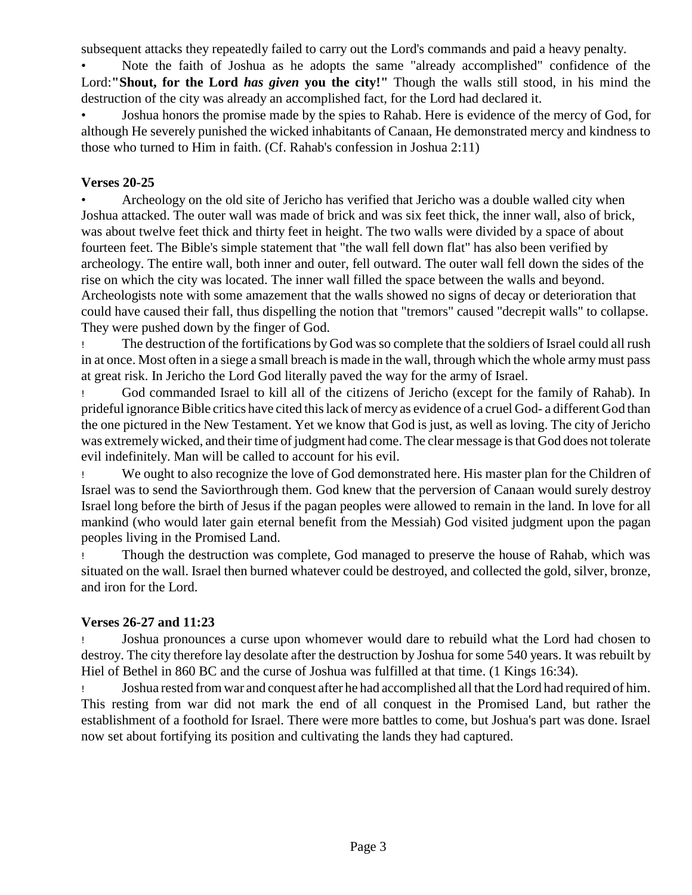subsequent attacks they repeatedly failed to carry out the Lord's commands and paid a heavy penalty.

- Note the faith of Joshua as he adopts the same "already accomplished" confidence of the Lord:**"Shout, for the Lord *has given* you the city!"** Though the walls still stood, in his mind the destruction of the city was already an accomplished fact, for the Lord had declared it.
- Joshua honors the promise made by the spies to Rahab. Here is evidence of the mercy of God, for although He severely punished the wicked inhabitants of Canaan, He demonstrated mercy and kindness to those who turned to Him in faith. (Cf. Rahab's confession in Joshua 2:11)

**Verses 20-25**

- Archeology on the old site of Jericho has verified that Jericho was a double walled city when Joshua attacked. The outer wall was made of brick and was six feet thick, the inner wall, also of brick, was about twelve feet thick and thirty feet in height. The two walls were divided by a space of about fourteen feet. The Bible's simple statement that "the wall fell down flat" has also been verified by archeology. The entire wall, both inner and outer, fell outward. The outer wall fell down the sides of the rise on which the city was located. The inner wall filled the space between the walls and beyond. Archeologists note with some amazement that the walls showed no signs of decay or deterioration that could have caused their fall, thus dispelling the notion that "tremors" caused "decrepit walls" to collapse. They were pushed down by the finger of God.
- The destruction of the fortifications by God was so complete that the soldiers of Israel could all rush in at once. Most often in a siege a small breach is made in the wall, through which the whole army must pass at great risk. In Jericho the Lord God literally paved the way for the army of Israel.
- God commanded Israel to kill all of the citizens of Jericho (except for the family of Rahab). In prideful ignorance Bible critics have cited this lack of mercy as evidence of a cruel God- a different God than the one pictured in the New Testament. Yet we know that God is just, as well as loving. The city of Jericho was extremely wicked, and their time of judgment had come. The clear message is that God does not tolerate evil indefinitely. Man will be called to account for his evil.
- We ought to also recognize the love of God demonstrated here. His master plan for the Children of Israel was to send the Saviorthrough them. God knew that the perversion of Canaan would surely destroy Israel long before the birth of Jesus if the pagan peoples were allowed to remain in the land. In love for all mankind (who would later gain eternal benefit from the Messiah) God visited judgment upon the pagan peoples living in the Promised Land.
- Though the destruction was complete, God managed to preserve the house of Rahab, which was situated on the wall. Israel then burned whatever could be destroyed, and collected the gold, silver, bronze, and iron for the Lord.

**Verses 26-27 and 11:23**

- Joshua pronounces a curse upon whomever would dare to rebuild what the Lord had chosen to destroy. The city therefore lay desolate after the destruction by Joshua for some 540 years. It was rebuilt by Hiel of Bethel in 860 BC and the curse of Joshua was fulfilled at that time. (1 Kings 16:34).
- Joshua rested from war and conquest after he had accomplished all that the Lord had required of him. This resting from war did not mark the end of all conquest in the Promised Land, but rather the establishment of a foothold for Israel. There were more battles to come, but Joshua's part was done. Israel now set about fortifying its position and cultivating the lands they had captured.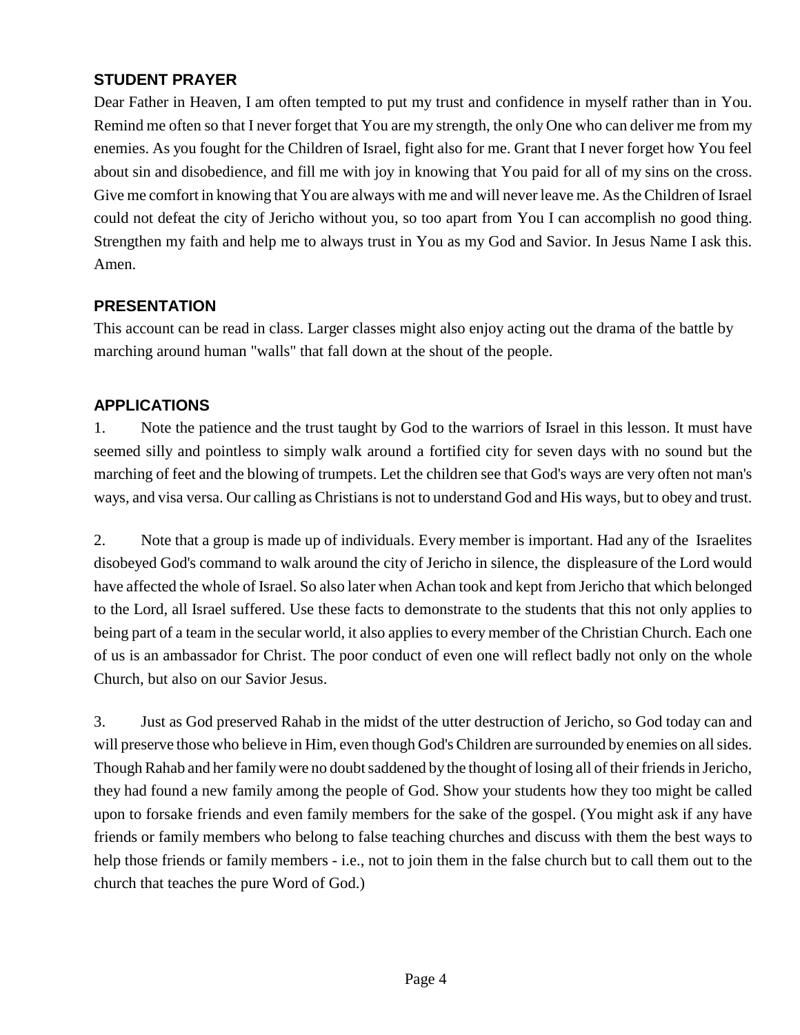### STUDENT PRAYER

Dear Father in Heaven, I am often tempted to put my trust and confidence in myself rather than in You. Remind me often so that I never forget that You are my strength, the only One who can deliver me from my enemies. As you fought for the Children of Israel, fight also for me. Grant that I never forget how You feel about sin and disobedience, and fill me with joy in knowing that You paid for all of my sins on the cross. Give me comfort in knowing that You are always with me and will never leave me. As the Children of Israel could not defeat the city of Jericho without you, so too apart from You I can accomplish no good thing. Strengthen my faith and help me to always trust in You as my God and Savior. In Jesus Name I ask this. Amen.

### PRESENTATION

This account can be read in class. Larger classes might also enjoy acting out the drama of the battle by marching around human "walls" that fall down at the shout of the people.

### APPLICATIONS

1. Note the patience and the trust taught by God to the warriors of Israel in this lesson. It must have seemed silly and pointless to simply walk around a fortified city for seven days with no sound but the marching of feet and the blowing of trumpets. Let the children see that God's ways are very often not man's ways, and visa versa. Our calling as Christians is not to understand God and His ways, but to obey and trust.

2. Note that a group is made up of individuals. Every member is important. Had any of the Israelites disobeyed God's command to walk around the city of Jericho in silence, the displeasure of the Lord would have affected the whole of Israel. So also later when Achan took and kept from Jericho that which belonged to the Lord, all Israel suffered. Use these facts to demonstrate to the students that this not only applies to being part of a team in the secular world, it also applies to every member of the Christian Church. Each one of us is an ambassador for Christ. The poor conduct of even one will reflect badly not only on the whole Church, but also on our Savior Jesus.

3. Just as God preserved Rahab in the midst of the utter destruction of Jericho, so God today can and will preserve those who believe in Him, even though God's Children are surrounded by enemies on all sides. Though Rahab and her family were no doubt saddened by the thought of losing all of their friends in Jericho, they had found a new family among the people of God. Show your students how they too might be called upon to forsake friends and even family members for the sake of the gospel. (You might ask if any have friends or family members who belong to false teaching churches and discuss with them the best ways to help those friends or family members - i.e., not to join them in the false church but to call them out to the church that teaches the pure Word of God.)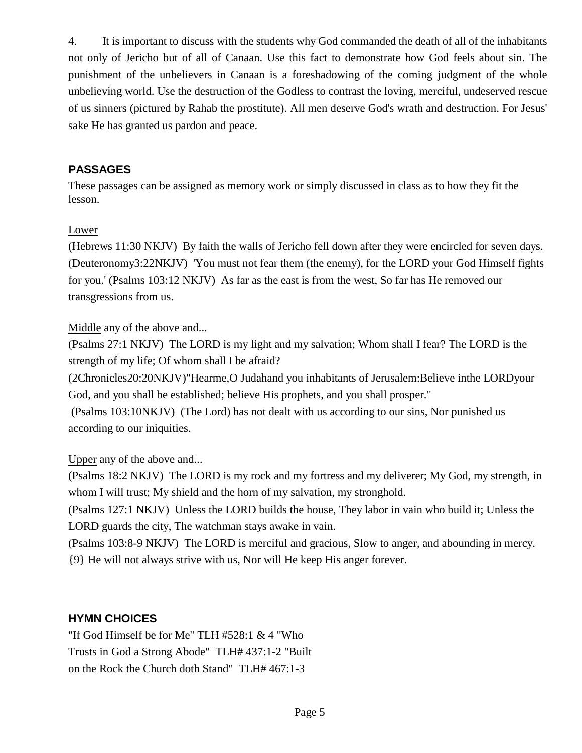4. It is important to discuss with the students why God commanded the death of all of the inhabitants not only of Jericho but of all of Canaan. Use this fact to demonstrate how God feels about sin. The punishment of the unbelievers in Canaan is a foreshadowing of the coming judgment of the whole unbelieving world. Use the destruction of the Godless to contrast the loving, merciful, undeserved rescue of us sinners (pictured by Rahab the prostitute). All men deserve God's wrath and destruction. For Jesus' sake He has granted us pardon and peace.

## PASSAGES

These passages can be assigned as memory work or simply discussed in class as to how they fit the lesson.

Lower

(Hebrews 11:30 NKJV) By faith the walls of Jericho fell down after they were encircled for seven days. (Deuteronomy3:22NKJV) 'You must not fear them (the enemy), for the LORD your God Himself fights for you.' (Psalms 103:12 NKJV) As far as the east is from the west, So far has He removed our transgressions from us.

Middle any of the above and...

(Psalms 27:1 NKJV) The LORD is my light and my salvation; Whom shall I fear? The LORD is the strength of my life; Of whom shall I be afraid?

(2Chronicles20:20NKJV)"Hearme,O Judahand you inhabitants of Jerusalem:Believe inthe LORDyour God, and you shall be established; believe His prophets, and you shall prosper."

(Psalms 103:10NKJV) (The Lord) has not dealt with us according to our sins, Nor punished us according to our iniquities.

Upper any of the above and...

(Psalms 18:2 NKJV) The LORD is my rock and my fortress and my deliverer; My God, my strength, in whom I will trust; My shield and the horn of my salvation, my stronghold.

(Psalms 127:1 NKJV) Unless the LORD builds the house, They labor in vain who build it; Unless the LORD guards the city, The watchman stays awake in vain.

(Psalms 103:8-9 NKJV) The LORD is merciful and gracious, Slow to anger, and abounding in mercy. {9} He will not always strive with us, Nor will He keep His anger forever.

## HYMN CHOICES

"If God Himself be for Me" TLH #528:1 & 4 "Who Trusts in God a Strong Abode" TLH# 437:1-2 "Built on the Rock the Church doth Stand" TLH# 467:1-3